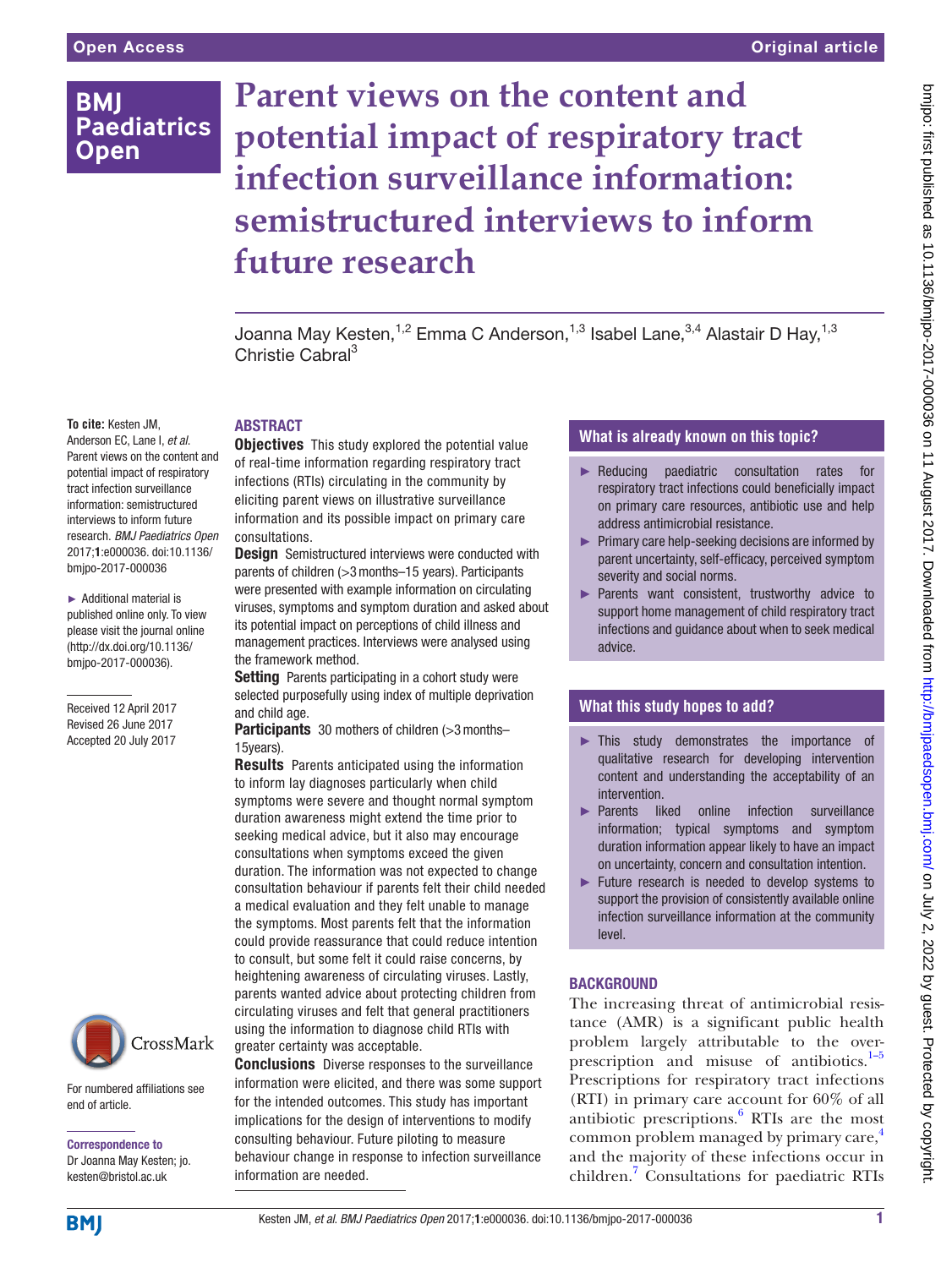# Parent views on the content and potential impact of respiratory tract infection surveillance information: semistructured interviews to inform future research

Joanna May Kesten,[1,2] Emma C Anderson,[1,3] Isabel Lane,[3,4] Alastair D Hay,[1,3] Christie Cabral[3]

**To cite:** Kesten JM, Anderson EC, Lane I, *et al*. Parent views on the content and potential impact of respiratory tract infection surveillance information: semistructured interviews to inform future research. *BMJ Paediatrics Open* 2017;**1**:e000036. doi:10.1136/bmjpo-2017-000036

► Additional material is published online only. To view please visit the journal online (http://dx.doi.org/10.1136/bmjpo-2017-000036).

Received 12 April 2017
Revised 26 June 2017
Accepted 20 July 2017

For numbered affiliations see end of article.

**Correspondence to**
Dr Joanna May Kesten; jo.kesten@bristol.ac.uk

## ABSTRACT

**Objectives** This study explored the potential value of real-time information regarding respiratory tract infections (RTIs) circulating in the community by eliciting parent views on illustrative surveillance information and its possible impact on primary care consultations.

**Design** Semistructured interviews were conducted with parents of children (>3 months–15 years). Participants were presented with example information on circulating viruses, symptoms and symptom duration and asked about its potential impact on perceptions of child illness and management practices. Interviews were analysed using the framework method.

**Setting** Parents participating in a cohort study were selected purposefully using index of multiple deprivation and child age.

**Participants** 30 mothers of children (>3 months–15years).

**Results** Parents anticipated using the information to inform lay diagnoses particularly when child symptoms were severe and thought normal symptom duration awareness might extend the time prior to seeking medical advice, but it also may encourage consultations when symptoms exceed the given duration. The information was not expected to change consultation behaviour if parents felt their child needed a medical evaluation and they felt unable to manage the symptoms. Most parents felt that the information could provide reassurance that could reduce intention to consult, but some felt it could raise concerns, by heightening awareness of circulating viruses. Lastly, parents wanted advice about protecting children from circulating viruses and felt that general practitioners using the information to diagnose child RTIs with greater certainty was acceptable.

**Conclusions** Diverse responses to the surveillance information were elicited, and there was some support for the intended outcomes. This study has important implications for the design of interventions to modify consulting behaviour. Future piloting to measure behaviour change in response to infection surveillance information are needed.

### What is already known on this topic?

- Reducing paediatric consultation rates for respiratory tract infections could beneficially impact on primary care resources, antibiotic use and help address antimicrobial resistance.
- Primary care help-seeking decisions are informed by parent uncertainty, self-efficacy, perceived symptom severity and social norms.
- Parents want consistent, trustworthy advice to support home management of child respiratory tract infections and guidance about when to seek medical advice.

### What this study hopes to add?

- This study demonstrates the importance of qualitative research for developing intervention content and understanding the acceptability of an intervention.
- Parents liked online infection surveillance information; typical symptoms and symptom duration information appear likely to have an impact on uncertainty, concern and consultation intention.
- Future research is needed to develop systems to support the provision of consistently available online infection surveillance information at the community level.

## BACKGROUND

The increasing threat of antimicrobial resistance (AMR) is a significant public health problem largely attributable to the overprescription and misuse of antibiotics.[1–5] Prescriptions for respiratory tract infections (RTI) in primary care account for 60% of all antibiotic prescriptions.[6] RTIs are the most common problem managed by primary care,[4] and the majority of these infections occur in children.[7] Consultations for paediatric RTIs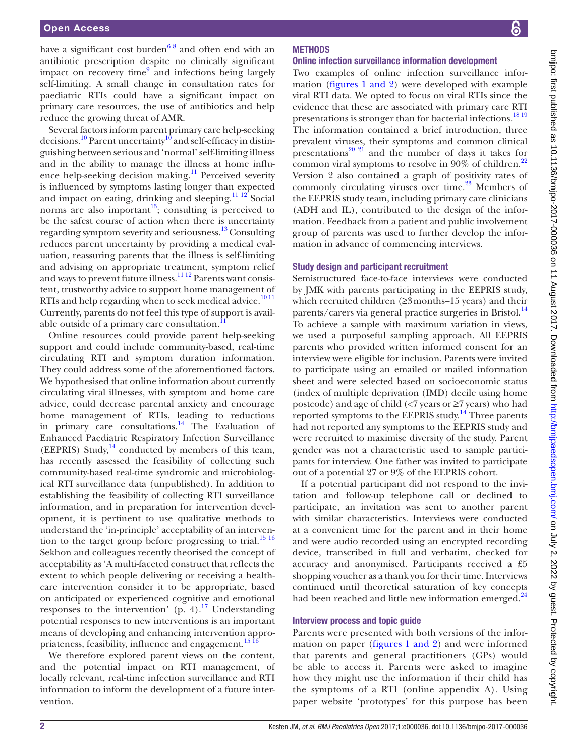have a significant cost burden[6 8] and often end with an antibiotic prescription despite no clinically significant impact on recovery time[9] and infections being largely self-limiting. A small change in consultation rates for paediatric RTIs could have a significant impact on primary care resources, the use of antibiotics and help reduce the growing threat of AMR.

Several factors inform parent primary care help-seeking decisions.[10] Parent uncertainty[10] and self-efficacy in distinguishing between serious and 'normal' self-limiting illness and in the ability to manage the illness at home influence help-seeking decision making.[11] Perceived severity is influenced by symptoms lasting longer than expected and impact on eating, drinking and sleeping.[11 12] Social norms are also important[13]; consulting is perceived to be the safest course of action when there is uncertainty regarding symptom severity and seriousness.[13] Consulting reduces parent uncertainty by providing a medical evaluation, reassuring parents that the illness is self-limiting and advising on appropriate treatment, symptom relief and ways to prevent future illness.[11 12] Parents want consistent, trustworthy advice to support home management of RTIs and help regarding when to seek medical advice.[10 11] Currently, parents do not feel this type of support is available outside of a primary care consultation.[11]

Online resources could provide parent help-seeking support and could include community-based, real-time circulating RTI and symptom duration information. They could address some of the aforementioned factors. We hypothesised that online information about currently circulating viral illnesses, with symptom and home care advice, could decrease parental anxiety and encourage home management of RTIs, leading to reductions in primary care consultations.[14] The Evaluation of Enhanced Paediatric Respiratory Infection Surveillance (EEPRIS) Study,[14] conducted by members of this team, has recently assessed the feasibility of collecting such community-based real-time syndromic and microbiological RTI surveillance data (unpublished). In addition to establishing the feasibility of collecting RTI surveillance information, and in preparation for intervention development, it is pertinent to use qualitative methods to understand the 'in-principle' acceptability of an intervention to the target group before progressing to trial.[15 16] Sekhon and colleagues recently theorised the concept of acceptability as 'A multi-faceted construct that reflects the extent to which people delivering or receiving a healthcare intervention consider it to be appropriate, based on anticipated or experienced cognitive and emotional responses to the intervention' (p. 4).[17] Understanding potential responses to new interventions is an important means of developing and enhancing intervention appropriateness, feasibility, influence and engagement.[15 16]

We therefore explored parent views on the content, and the potential impact on RTI management, of locally relevant, real-time infection surveillance and RTI information to inform the development of a future intervention.

## METHODS

### Online infection surveillance information development

Two examples of online infection surveillance information (figures 1 and 2) were developed with example viral RTI data. We opted to focus on viral RTIs since the evidence that these are associated with primary care RTI presentations is stronger than for bacterial infections.[18 19] The information contained a brief introduction, three prevalent viruses, their symptoms and common clinical presentations[20 21] and the number of days it takes for common viral symptoms to resolve in 90% of children.[22] Version 2 also contained a graph of positivity rates of commonly circulating viruses over time.[23] Members of the EEPRIS study team, including primary care clinicians (ADH and IL), contributed to the design of the information. Feedback from a patient and public involvement group of parents was used to further develop the information in advance of commencing interviews.

### Study design and participant recruitment

Semistructured face-to-face interviews were conducted by JMK with parents participating in the EEPRIS study, which recruited children (≥3 months–15 years) and their parents/carers via general practice surgeries in Bristol.[14] To achieve a sample with maximum variation in views, we used a purposeful sampling approach. All EEPRIS parents who provided written informed consent for an interview were eligible for inclusion. Parents were invited to participate using an emailed or mailed information sheet and were selected based on socioeconomic status (index of multiple deprivation (IMD) decile using home postcode) and age of child (<7 years or ≥7 years) who had reported symptoms to the EEPRIS study.[14] Three parents had not reported any symptoms to the EEPRIS study and were recruited to maximise diversity of the study. Parent gender was not a characteristic used to sample participants for interview. One father was invited to participate out of a potential 27 or 9% of the EEPRIS cohort.

If a potential participant did not respond to the invitation and follow-up telephone call or declined to participate, an invitation was sent to another parent with similar characteristics. Interviews were conducted at a convenient time for the parent and in their home and were audio recorded using an encrypted recording device, transcribed in full and verbatim, checked for accuracy and anonymised. Participants received a £5 shopping voucher as a thank you for their time. Interviews continued until theoretical saturation of key concepts had been reached and little new information emerged.[24]

### Interview process and topic guide

Parents were presented with both versions of the information on paper (figures 1 and 2) and were informed that parents and general practitioners (GPs) would be able to access it. Parents were asked to imagine how they might use the information if their child has the symptoms of a RTI (online appendix A). Using paper website 'prototypes' for this purpose has been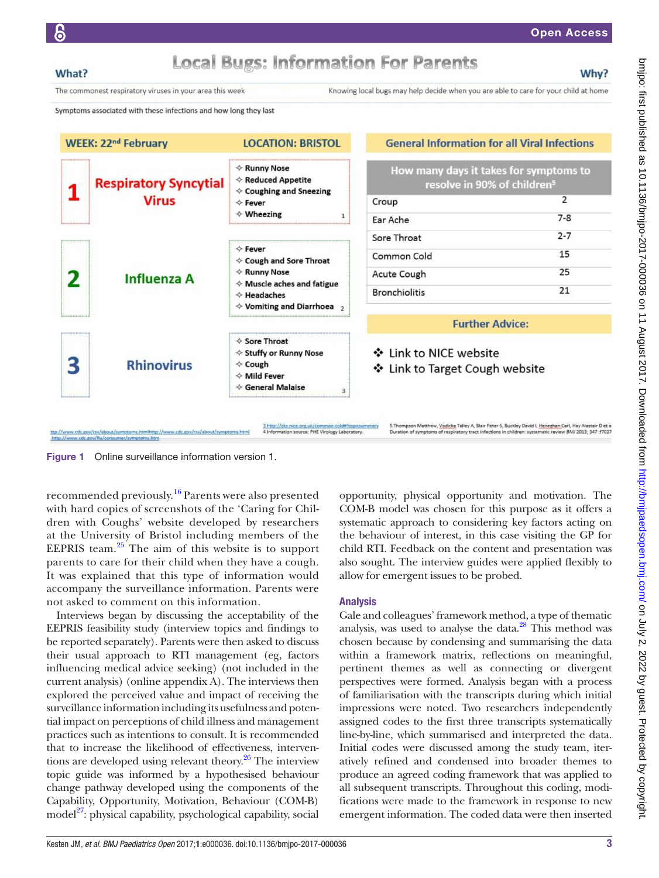## Local Bugs: Information For Parents

**What?** The commonest respiratory viruses in your area this week

**Why?** Knowing local bugs may help decide when you are able to care for your child at home

Symptoms associated with these infections and how long they last

**WEEK: 22nd February** **LOCATION: BRISTOL**

| | Virus | Symptoms |
|---|---|---|
| 1 | Respiratory Syncytial Virus | Runny Nose; Reduced Appetite; Coughing and Sneezing; Fever; Wheezing [1] |
| 2 | Influenza A | Fever; Cough and Sore Throat; Runny Nose; Muscle aches and fatigue; Headaches; Vomiting and Diarrhoea [2] |
| 3 | Rhinovirus | Sore Throat; Stuffy or Runny Nose; Cough; Mild Fever; General Malaise [3] |

**General Information for all Viral Infections**

| How many days it takes for symptoms to resolve in 90% of children[5] | |
|---|---|
| Croup | 2 |
| Ear Ache | 7-8 |
| Sore Throat | 2-7 |
| Common Cold | 15 |
| Acute Cough | 25 |
| Bronchiolitis | 21 |

**Further Advice:**

- Link to NICE website
- Link to Target Cough website

ttp://www.cdc.gov/rsv/about/symptoms.htmlhttp://www.cdc.gov/rsv/about/symptoms.html http://www.cdc.gov/flu/consumer/symptoms.htm

3 http://cks.nice.org.uk/common-cold#!topicsummary
4 Information source: PHE Virology Laboratory.

5 Thompson Matthew, Vodicka Talley A, Blair Peter S, Buckley David I, Heneghan Carl, Hay Alastair D et a Duration of symptoms of respiratory tract infections in children: systematic review BMJ 2013; 347 :f7027

**Figure 1** Online surveillance information version 1.

recommended previously.[16] Parents were also presented with hard copies of screenshots of the 'Caring for Children with Coughs' website developed by researchers at the University of Bristol including members of the EEPRIS team.[25] The aim of this website is to support parents to care for their child when they have a cough. It was explained that this type of information would accompany the surveillance information. Parents were not asked to comment on this information.

Interviews began by discussing the acceptability of the EEPRIS feasibility study (interview topics and findings to be reported separately). Parents were then asked to discuss their usual approach to RTI management (eg, factors influencing medical advice seeking) (not included in the current analysis) (online appendix A). The interviews then explored the perceived value and impact of receiving the surveillance information including its usefulness and potential impact on perceptions of child illness and management practices such as intentions to consult. It is recommended that to increase the likelihood of effectiveness, interventions are developed using relevant theory.[26] The interview topic guide was informed by a hypothesised behaviour change pathway developed using the components of the Capability, Opportunity, Motivation, Behaviour (COM-B) model[27]: physical capability, psychological capability, social opportunity, physical opportunity and motivation. The COM-B model was chosen for this purpose as it offers a systematic approach to considering key factors acting on the behaviour of interest, in this case visiting the GP for child RTI. Feedback on the content and presentation was also sought. The interview guides were applied flexibly to allow for emergent issues to be probed.

### Analysis

Gale and colleagues' framework method, a type of thematic analysis, was used to analyse the data.[28] This method was chosen because by condensing and summarising the data within a framework matrix, reflections on meaningful, pertinent themes as well as connecting or divergent perspectives were formed. Analysis began with a process of familiarisation with the transcripts during which initial impressions were noted. Two researchers independently assigned codes to the first three transcripts systematically line-by-line, which summarised and interpreted the data. Initial codes were discussed among the study team, iteratively refined and condensed into broader themes to produce an agreed coding framework that was applied to all subsequent transcripts. Throughout this coding, modifications were made to the framework in response to new emergent information. The coded data were then inserted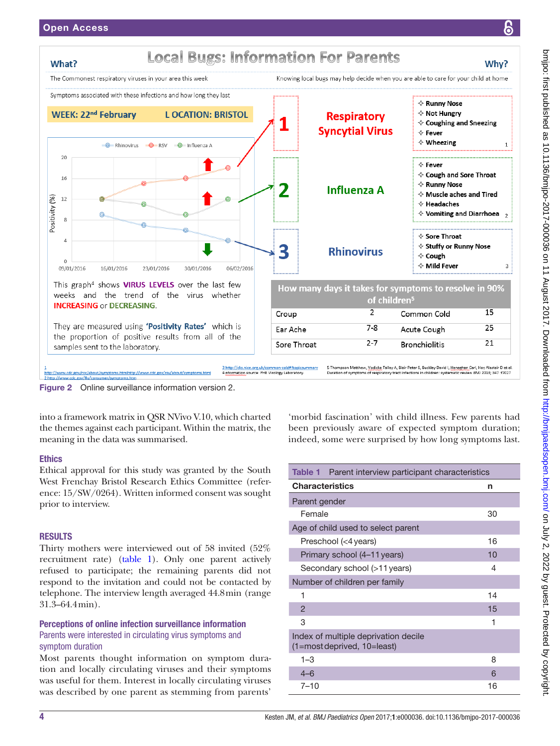**Local Bugs: Information For Parents**

**What?** The Commonest respiratory viruses in your area this week

**Why?** Knowing local bugs may help decide when you are able to care for your child at home

Symptoms associated with these infections and how long they last

**WEEK: 22nd February** **LOCATION: BRISTOL**

This graph[4] shows **VIRUS LEVELS** over the last few weeks and the trend of the virus whether **INCREASING** or **DECREASING**.

They are measured using **'Positivity Rates'** which is the proportion of positive results from all of the samples sent to the laboratory.

**1 Respiratory Syncytial Virus**
- Runny Nose
- Not Hungry
- Coughing and Sneezing
- Fever
- Wheezing [1]

**2 Influenza A**
- Fever
- Cough and Sore Throat
- Runny Nose
- Muscle aches and Tired
- Headaches
- Vomiting and Diarrhoea [2]

**3 Rhinovirus**
- Sore Throat
- Stuffy or Runny Nose
- Cough
- Mild Fever [3]

| How many days it takes for symptoms to resolve in 90% of children[5] | | | |
|---|---|---|---|
| Croup | 2 | Common Cold | 15 |
| Ear Ache | 7-8 | Acute Cough | 25 |
| Sore Throat | 2-7 | Bronchiolitis | 21 |

1 http://www.cdc.gov/rsv/about/symptoms.htmlhttp://www.cdc.gov/rsv/about/symptoms.html
2 http://www.cdc.gov/flu/consumer/symptoms.htm
3 http://cks.nice.org.uk/common-cold#!topicsummary
4 Information source: PHE Virology Laboratory.
5 Thompson Matthew, Vodicka Talley A, Blair Peter S, Buckley David I, Heneghan Carl, Hay Alastair D et al. Duration of symptoms of respiratory tract infections in children: systematic review BMJ 2013; 347 :f7027

Figure 2 Online surveillance information version 2.

into a framework matrix in QSR NVivo V.10, which charted the themes against each participant. Within the matrix, the meaning in the data was summarised.

### Ethics

Ethical approval for this study was granted by the South West Frenchay Bristol Research Ethics Committee (reference: 15/SW/0264). Written informed consent was sought prior to interview.

## RESULTS

Thirty mothers were interviewed out of 58 invited (52% recruitment rate) (table 1). Only one parent actively refused to participate; the remaining parents did not respond to the invitation and could not be contacted by telephone. The interview length averaged 44.8 min (range 31.3–64.4 min).

### Perceptions of online infection surveillance information

#### Parents were interested in circulating virus symptoms and symptom duration

Most parents thought information on symptom duration and locally circulating viruses and their symptoms was useful for them. Interest in locally circulating viruses was described by one parent as stemming from parents' 'morbid fascination' with child illness. Few parents had been previously aware of expected symptom duration; indeed, some were surprised by how long symptoms last.

**Table 1** Parent interview participant characteristics

| Characteristics | n |
|---|---|
| Parent gender | |
| Female | 30 |
| Age of child used to select parent | |
| Preschool (<4 years) | 16 |
| Primary school (4–11 years) | 10 |
| Secondary school (>11 years) | 4 |
| Number of children per family | |
| 1 | 14 |
| 2 | 15 |
| 3 | 1 |
| Index of multiple deprivation decile (1=most deprived, 10=least) | |
| 1–3 | 8 |
| 4–6 | 6 |
| 7–10 | 16 |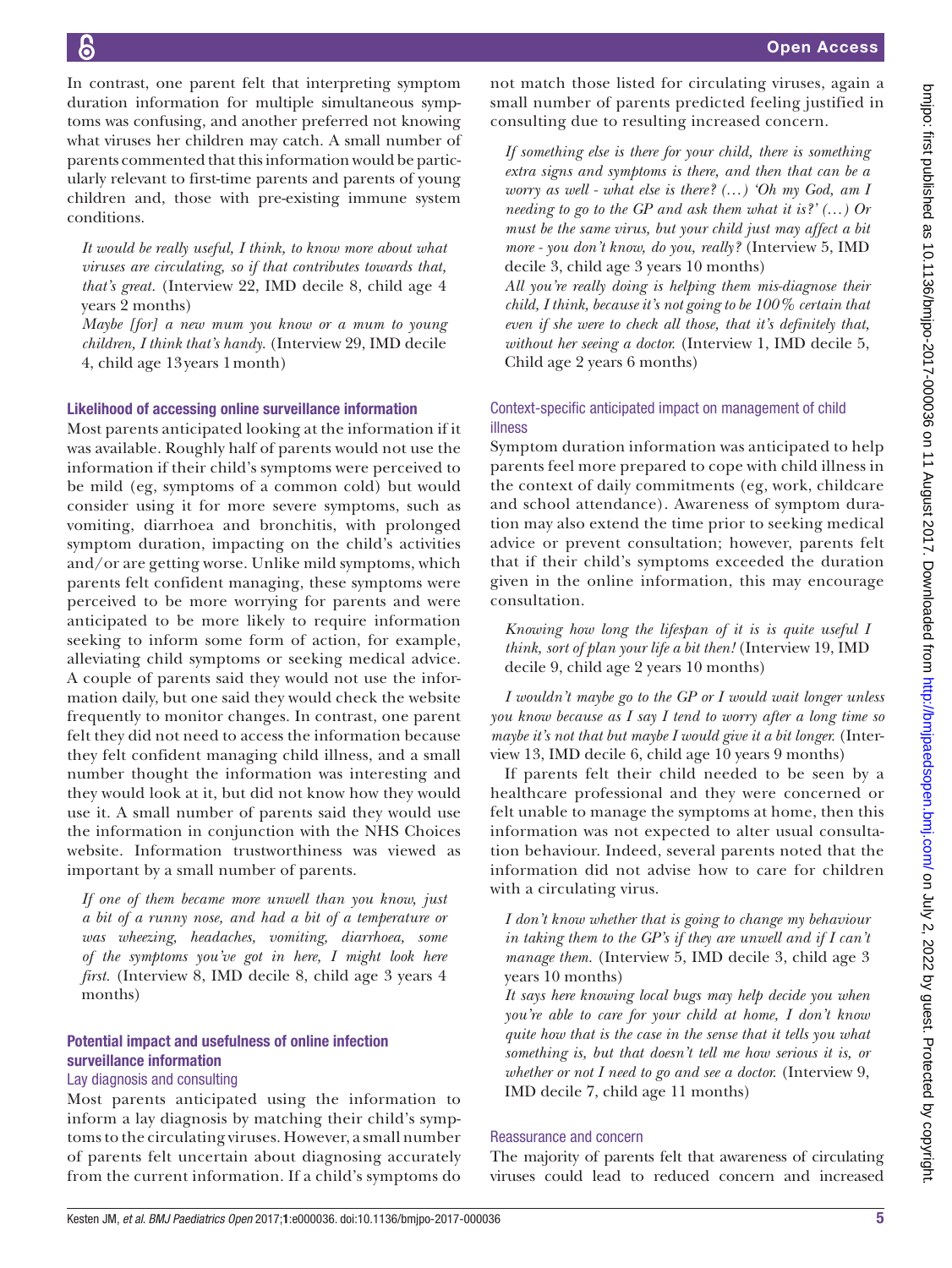In contrast, one parent felt that interpreting symptom duration information for multiple simultaneous symptoms was confusing, and another preferred not knowing what viruses her children may catch. A small number of parents commented that this information would be particularly relevant to first-time parents and parents of young children and, those with pre-existing immune system conditions.

> *It would be really useful, I think, to know more about what viruses are circulating, so if that contributes towards that, that's great.* (Interview 22, IMD decile 8, child age 4 years 2 months)
>
> *Maybe [for] a new mum you know or a mum to young children, I think that's handy.* (Interview 29, IMD decile 4, child age 13 years 1 month)

### Likelihood of accessing online surveillance information

Most parents anticipated looking at the information if it was available. Roughly half of parents would not use the information if their child's symptoms were perceived to be mild (eg, symptoms of a common cold) but would consider using it for more severe symptoms, such as vomiting, diarrhoea and bronchitis, with prolonged symptom duration, impacting on the child's activities and/or are getting worse. Unlike mild symptoms, which parents felt confident managing, these symptoms were perceived to be more worrying for parents and were anticipated to be more likely to require information seeking to inform some form of action, for example, alleviating child symptoms or seeking medical advice. A couple of parents said they would not use the information daily, but one said they would check the website frequently to monitor changes. In contrast, one parent felt they did not need to access the information because they felt confident managing child illness, and a small number thought the information was interesting and they would look at it, but did not know how they would use it. A small number of parents said they would use the information in conjunction with the NHS Choices website. Information trustworthiness was viewed as important by a small number of parents.

> *If one of them became more unwell than you know, just a bit of a runny nose, and had a bit of a temperature or was wheezing, headaches, vomiting, diarrhoea, some of the symptoms you've got in here, I might look here first.* (Interview 8, IMD decile 8, child age 3 years 4 months)

### Potential impact and usefulness of online infection surveillance information

#### Lay diagnosis and consulting

Most parents anticipated using the information to inform a lay diagnosis by matching their child's symptoms to the circulating viruses. However, a small number of parents felt uncertain about diagnosing accurately from the current information. If a child's symptoms do not match those listed for circulating viruses, again a small number of parents predicted feeling justified in consulting due to resulting increased concern.

> *If something else is there for your child, there is something extra signs and symptoms is there, and then that can be a worry as well - what else is there? (…) 'Oh my God, am I needing to go to the GP and ask them what it is?' (…) Or must be the same virus, but your child just may affect a bit more - you don't know, do you, really?* (Interview 5, IMD decile 3, child age 3 years 10 months)
>
> *All you're really doing is helping them mis-diagnose their child, I think, because it's not going to be 100% certain that even if she were to check all those, that it's definitely that, without her seeing a doctor.* (Interview 1, IMD decile 5, Child age 2 years 6 months)

#### Context-specific anticipated impact on management of child illness

Symptom duration information was anticipated to help parents feel more prepared to cope with child illness in the context of daily commitments (eg, work, childcare and school attendance). Awareness of symptom duration may also extend the time prior to seeking medical advice or prevent consultation; however, parents felt that if their child's symptoms exceeded the duration given in the online information, this may encourage consultation.

> *Knowing how long the lifespan of it is is quite useful I think, sort of plan your life a bit then!* (Interview 19, IMD decile 9, child age 2 years 10 months)
>
> *I wouldn't maybe go to the GP or I would wait longer unless you know because as I say I tend to worry after a long time so maybe it's not that but maybe I would give it a bit longer.* (Interview 13, IMD decile 6, child age 10 years 9 months)

If parents felt their child needed to be seen by a healthcare professional and they were concerned or felt unable to manage the symptoms at home, then this information was not expected to alter usual consultation behaviour. Indeed, several parents noted that the information did not advise how to care for children with a circulating virus.

> *I don't know whether that is going to change my behaviour in taking them to the GP's if they are unwell and if I can't manage them.* (Interview 5, IMD decile 3, child age 3 years 10 months)
>
> *It says here knowing local bugs may help decide you when you're able to care for your child at home, I don't know quite how that is the case in the sense that it tells you what something is, but that doesn't tell me how serious it is, or whether or not I need to go and see a doctor.* (Interview 9, IMD decile 7, child age 11 months)

#### Reassurance and concern

The majority of parents felt that awareness of circulating viruses could lead to reduced concern and increased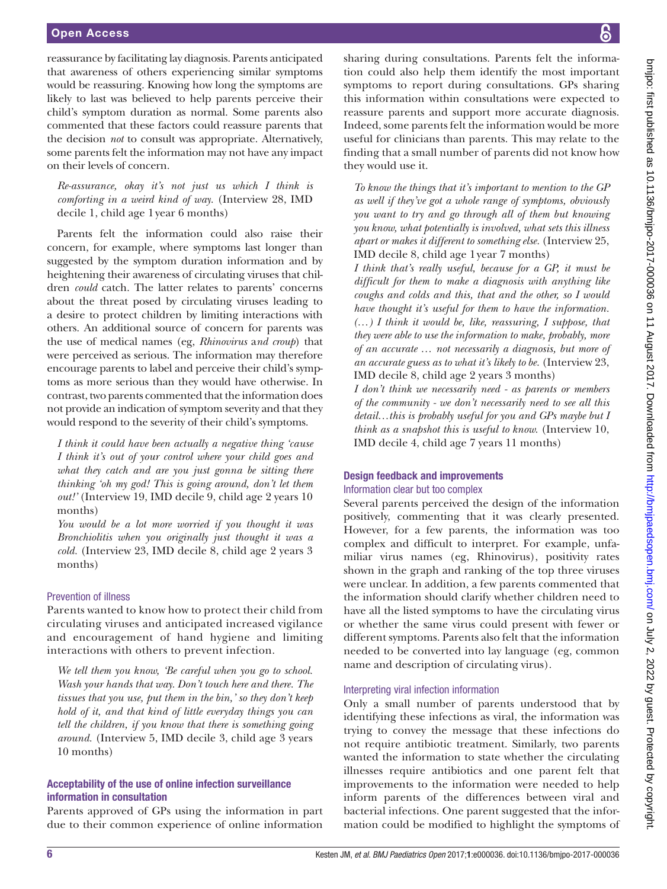reassurance by facilitating lay diagnosis. Parents anticipated that awareness of others experiencing similar symptoms would be reassuring. Knowing how long the symptoms are likely to last was believed to help parents perceive their child's symptom duration as normal. Some parents also commented that these factors could reassure parents that the decision *not* to consult was appropriate. Alternatively, some parents felt the information may not have any impact on their levels of concern.

> *Re-assurance, okay it's not just us which I think is comforting in a weird kind of way.* (Interview 28, IMD decile 1, child age 1 year 6 months)

Parents felt the information could also raise their concern, for example, where symptoms last longer than suggested by the symptom duration information and by heightening their awareness of circulating viruses that children *could* catch. The latter relates to parents' concerns about the threat posed by circulating viruses leading to a desire to protect children by limiting interactions with others. An additional source of concern for parents was the use of medical names (eg, *Rhinovirus* and *croup*) that were perceived as serious. The information may therefore encourage parents to label and perceive their child's symptoms as more serious than they would have otherwise. In contrast, two parents commented that the information does not provide an indication of symptom severity and that they would respond to the severity of their child's symptoms.

> *I think it could have been actually a negative thing 'cause I think it's out of your control where your child goes and what they catch and are you just gonna be sitting there thinking 'oh my god! This is going around, don't let them out!'* (Interview 19, IMD decile 9, child age 2 years 10 months)
>
> *You would be a lot more worried if you thought it was Bronchiolitis when you originally just thought it was a cold.* (Interview 23, IMD decile 8, child age 2 years 3 months)

### Prevention of illness

Parents wanted to know how to protect their child from circulating viruses and anticipated increased vigilance and encouragement of hand hygiene and limiting interactions with others to prevent infection.

> *We tell them you know, 'Be careful when you go to school. Wash your hands that way. Don't touch here and there. The tissues that you use, put them in the bin,' so they don't keep hold of it, and that kind of little everyday things you can tell the children, if you know that there is something going around.* (Interview 5, IMD decile 3, child age 3 years 10 months)

## Acceptability of the use of online infection surveillance information in consultation

Parents approved of GPs using the information in part due to their common experience of online information sharing during consultations. Parents felt the information could also help them identify the most important symptoms to report during consultations. GPs sharing this information within consultations were expected to reassure parents and support more accurate diagnosis. Indeed, some parents felt the information would be more useful for clinicians than parents. This may relate to the finding that a small number of parents did not know how they would use it.

> *To know the things that it's important to mention to the GP as well if they've got a whole range of symptoms, obviously you want to try and go through all of them but knowing you know, what potentially is involved, what sets this illness apart or makes it different to something else.* (Interview 25, IMD decile 8, child age 1 year 7 months)
>
> *I think that's really useful, because for a GP, it must be difficult for them to make a diagnosis with anything like coughs and colds and this, that and the other, so I would have thought it's useful for them to have the information. (…) I think it would be, like, reassuring, I suppose, that they were able to use the information to make, probably, more of an accurate … not necessarily a diagnosis, but more of an accurate guess as to what it's likely to be.* (Interview 23, IMD decile 8, child age 2 years 3 months)
>
> *I don't think we necessarily need - as parents or members of the community - we don't necessarily need to see all this detail…this is probably useful for you and GPs maybe but I think as a snapshot this is useful to know.* (Interview 10, IMD decile 4, child age 7 years 11 months)

## Design feedback and improvements

### Information clear but too complex

Several parents perceived the design of the information positively, commenting that it was clearly presented. However, for a few parents, the information was too complex and difficult to interpret. For example, unfamiliar virus names (eg, Rhinovirus), positivity rates shown in the graph and ranking of the top three viruses were unclear. In addition, a few parents commented that the information should clarify whether children need to have all the listed symptoms to have the circulating virus or whether the same virus could present with fewer or different symptoms. Parents also felt that the information needed to be converted into lay language (eg, common name and description of circulating virus).

### Interpreting viral infection information

Only a small number of parents understood that by identifying these infections as viral, the information was trying to convey the message that these infections do not require antibiotic treatment. Similarly, two parents wanted the information to state whether the circulating illnesses require antibiotics and one parent felt that improvements to the information were needed to help inform parents of the differences between viral and bacterial infections. One parent suggested that the information could be modified to highlight the symptoms of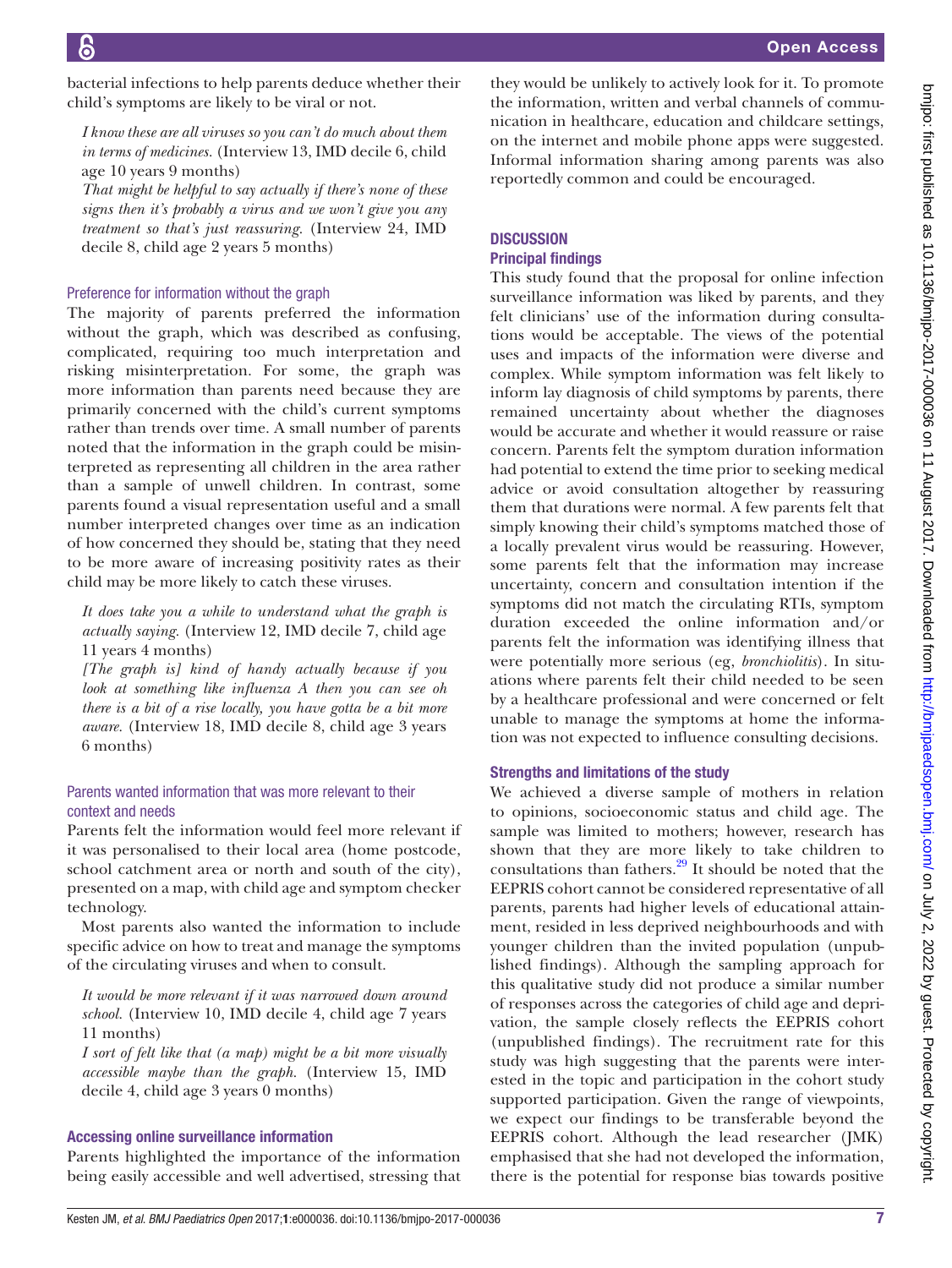bacterial infections to help parents deduce whether their child's symptoms are likely to be viral or not.

> *I know these are all viruses so you can't do much about them in terms of medicines.* (Interview 13, IMD decile 6, child age 10 years 9 months)
>
> *That might be helpful to say actually if there's none of these signs then it's probably a virus and we won't give you any treatment so that's just reassuring.* (Interview 24, IMD decile 8, child age 2 years 5 months)

#### Preference for information without the graph

The majority of parents preferred the information without the graph, which was described as confusing, complicated, requiring too much interpretation and risking misinterpretation. For some, the graph was more information than parents need because they are primarily concerned with the child's current symptoms rather than trends over time. A small number of parents noted that the information in the graph could be misinterpreted as representing all children in the area rather than a sample of unwell children. In contrast, some parents found a visual representation useful and a small number interpreted changes over time as an indication of how concerned they should be, stating that they need to be more aware of increasing positivity rates as their child may be more likely to catch these viruses.

> *It does take you a while to understand what the graph is actually saying.* (Interview 12, IMD decile 7, child age 11 years 4 months)
>
> *[The graph is] kind of handy actually because if you look at something like influenza A then you can see oh there is a bit of a rise locally, you have gotta be a bit more aware.* (Interview 18, IMD decile 8, child age 3 years 6 months)

#### Parents wanted information that was more relevant to their context and needs

Parents felt the information would feel more relevant if it was personalised to their local area (home postcode, school catchment area or north and south of the city), presented on a map, with child age and symptom checker technology.

Most parents also wanted the information to include specific advice on how to treat and manage the symptoms of the circulating viruses and when to consult.

> *It would be more relevant if it was narrowed down around school.* (Interview 10, IMD decile 4, child age 7 years 11 months)
>
> *I sort of felt like that (a map) might be a bit more visually accessible maybe than the graph.* (Interview 15, IMD decile 4, child age 3 years 0 months)

### Accessing online surveillance information

Parents highlighted the importance of the information being easily accessible and well advertised, stressing that they would be unlikely to actively look for it. To promote the information, written and verbal channels of communication in healthcare, education and childcare settings, on the internet and mobile phone apps were suggested. Informal information sharing among parents was also reportedly common and could be encouraged.

## DISCUSSION

### Principal findings

This study found that the proposal for online infection surveillance information was liked by parents, and they felt clinicians' use of the information during consultations would be acceptable. The views of the potential uses and impacts of the information were diverse and complex. While symptom information was felt likely to inform lay diagnosis of child symptoms by parents, there remained uncertainty about whether the diagnoses would be accurate and whether it would reassure or raise concern. Parents felt the symptom duration information had potential to extend the time prior to seeking medical advice or avoid consultation altogether by reassuring them that durations were normal. A few parents felt that simply knowing their child's symptoms matched those of a locally prevalent virus would be reassuring. However, some parents felt that the information may increase uncertainty, concern and consultation intention if the symptoms did not match the circulating RTIs, symptom duration exceeded the online information and/or parents felt the information was identifying illness that were potentially more serious (eg, *bronchiolitis*). In situations where parents felt their child needed to be seen by a healthcare professional and were concerned or felt unable to manage the symptoms at home the information was not expected to influence consulting decisions.

### Strengths and limitations of the study

We achieved a diverse sample of mothers in relation to opinions, socioeconomic status and child age. The sample was limited to mothers; however, research has shown that they are more likely to take children to consultations than fathers.[29] It should be noted that the EEPRIS cohort cannot be considered representative of all parents, parents had higher levels of educational attainment, resided in less deprived neighbourhoods and with younger children than the invited population (unpublished findings). Although the sampling approach for this qualitative study did not produce a similar number of responses across the categories of child age and deprivation, the sample closely reflects the EEPRIS cohort (unpublished findings). The recruitment rate for this study was high suggesting that the parents were interested in the topic and participation in the cohort study supported participation. Given the range of viewpoints, we expect our findings to be transferable beyond the EEPRIS cohort. Although the lead researcher (JMK) emphasised that she had not developed the information, there is the potential for response bias towards positive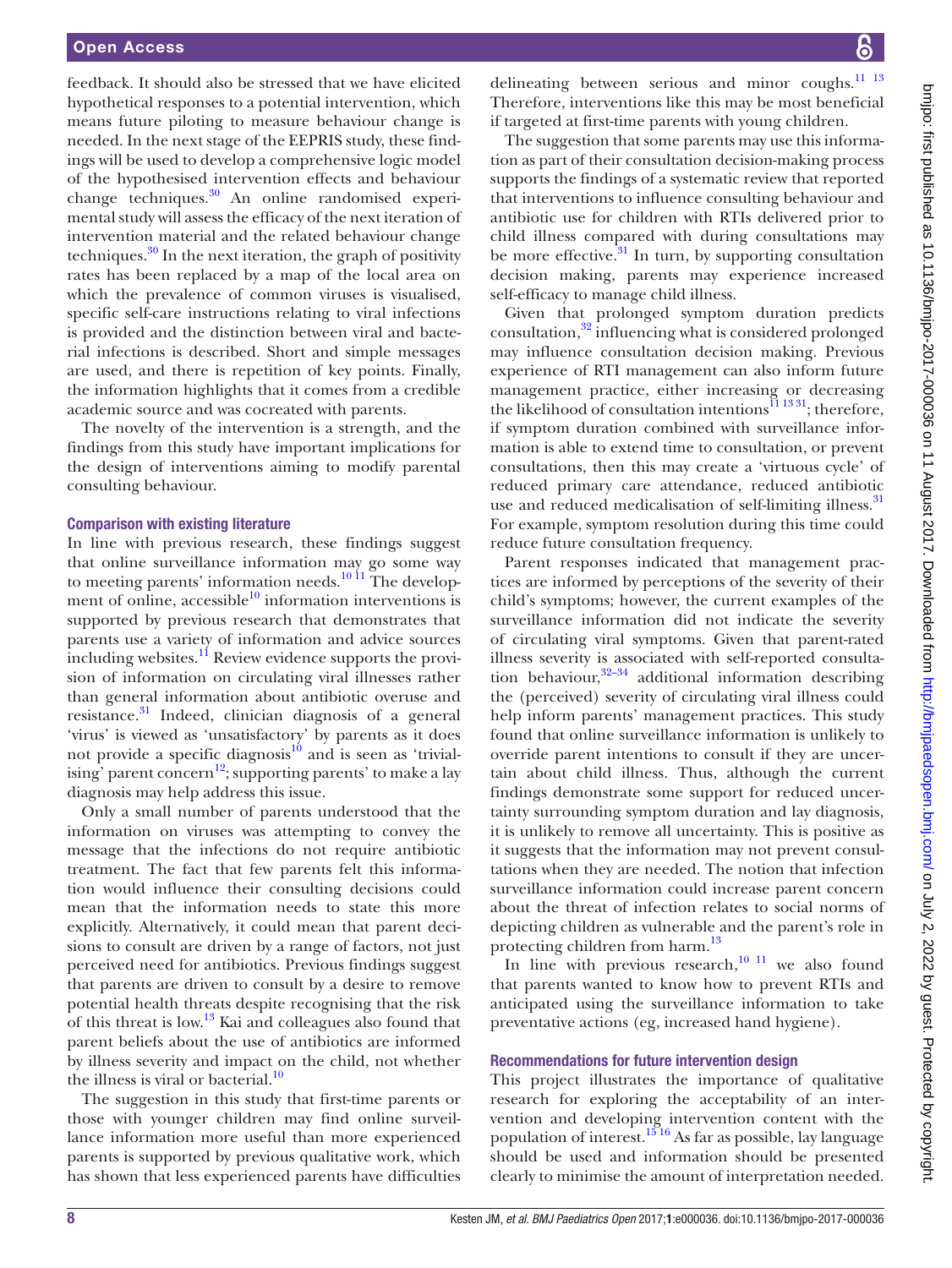feedback. It should also be stressed that we have elicited hypothetical responses to a potential intervention, which means future piloting to measure behaviour change is needed. In the next stage of the EEPRIS study, these findings will be used to develop a comprehensive logic model of the hypothesised intervention effects and behaviour change techniques.[30] An online randomised experimental study will assess the efficacy of the next iteration of intervention material and the related behaviour change techniques.[30] In the next iteration, the graph of positivity rates has been replaced by a map of the local area on which the prevalence of common viruses is visualised, specific self-care instructions relating to viral infections is provided and the distinction between viral and bacterial infections is described. Short and simple messages are used, and there is repetition of key points. Finally, the information highlights that it comes from a credible academic source and was cocreated with parents.

The novelty of the intervention is a strength, and the findings from this study have important implications for the design of interventions aiming to modify parental consulting behaviour.

### Comparison with existing literature

In line with previous research, these findings suggest that online surveillance information may go some way to meeting parents' information needs.[10 11] The development of online, accessible[10] information interventions is supported by previous research that demonstrates that parents use a variety of information and advice sources including websites.[11] Review evidence supports the provision of information on circulating viral illnesses rather than general information about antibiotic overuse and resistance.[31] Indeed, clinician diagnosis of a general 'virus' is viewed as 'unsatisfactory' by parents as it does not provide a specific diagnosis[10] and is seen as 'trivialising' parent concern[12]; supporting parents' to make a lay diagnosis may help address this issue.

Only a small number of parents understood that the information on viruses was attempting to convey the message that the infections do not require antibiotic treatment. The fact that few parents felt this information would influence their consulting decisions could mean that the information needs to state this more explicitly. Alternatively, it could mean that parent decisions to consult are driven by a range of factors, not just perceived need for antibiotics. Previous findings suggest that parents are driven to consult by a desire to remove potential health threats despite recognising that the risk of this threat is low.[13] Kai and colleagues also found that parent beliefs about the use of antibiotics are informed by illness severity and impact on the child, not whether the illness is viral or bacterial.[10]

The suggestion in this study that first-time parents or those with younger children may find online surveillance information more useful than more experienced parents is supported by previous qualitative work, which has shown that less experienced parents have difficulties delineating between serious and minor coughs.[11 13] Therefore, interventions like this may be most beneficial if targeted at first-time parents with young children.

The suggestion that some parents may use this information as part of their consultation decision-making process supports the findings of a systematic review that reported that interventions to influence consulting behaviour and antibiotic use for children with RTIs delivered prior to child illness compared with during consultations may be more effective.[31] In turn, by supporting consultation decision making, parents may experience increased self-efficacy to manage child illness.

Given that prolonged symptom duration predicts consultation,[32] influencing what is considered prolonged may influence consultation decision making. Previous experience of RTI management can also inform future management practice, either increasing or decreasing the likelihood of consultation intentions[11 13 31]; therefore, if symptom duration combined with surveillance information is able to extend time to consultation, or prevent consultations, then this may create a 'virtuous cycle' of reduced primary care attendance, reduced antibiotic use and reduced medicalisation of self-limiting illness.[31] For example, symptom resolution during this time could reduce future consultation frequency.

Parent responses indicated that management practices are informed by perceptions of the severity of their child's symptoms; however, the current examples of the surveillance information did not indicate the severity of circulating viral symptoms. Given that parent-rated illness severity is associated with self-reported consultation behaviour,[32–34] additional information describing the (perceived) severity of circulating viral illness could help inform parents' management practices. This study found that online surveillance information is unlikely to override parent intentions to consult if they are uncertain about child illness. Thus, although the current findings demonstrate some support for reduced uncertainty surrounding symptom duration and lay diagnosis, it is unlikely to remove all uncertainty. This is positive as it suggests that the information may not prevent consultations when they are needed. The notion that infection surveillance information could increase parent concern about the threat of infection relates to social norms of depicting children as vulnerable and the parent's role in protecting children from harm.[13]

In line with previous research,[10 11] we also found that parents wanted to know how to prevent RTIs and anticipated using the surveillance information to take preventative actions (eg, increased hand hygiene).

### Recommendations for future intervention design

This project illustrates the importance of qualitative research for exploring the acceptability of an intervention and developing intervention content with the population of interest.[15 16] As far as possible, lay language should be used and information should be presented clearly to minimise the amount of interpretation needed.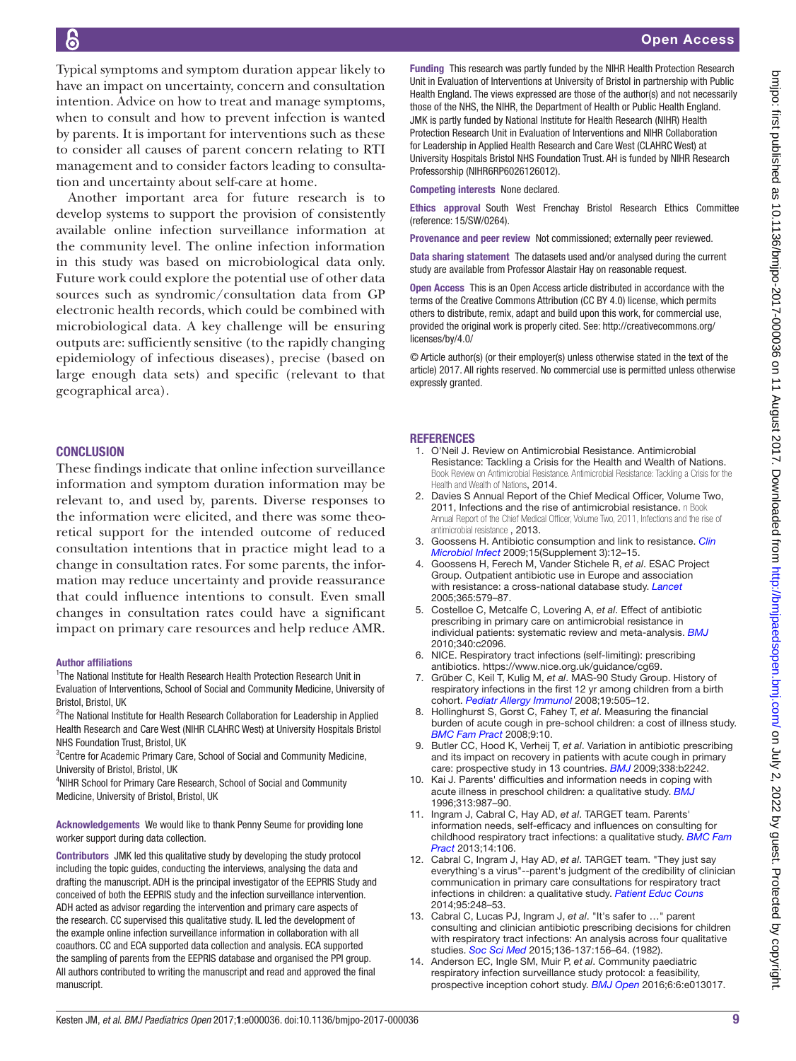Typical symptoms and symptom duration appear likely to have an impact on uncertainty, concern and consultation intention. Advice on how to treat and manage symptoms, when to consult and how to prevent infection is wanted by parents. It is important for interventions such as these to consider all causes of parent concern relating to RTI management and to consider factors leading to consultation and uncertainty about self-care at home.

Another important area for future research is to develop systems to support the provision of consistently available online infection surveillance information at the community level. The online infection information in this study was based on microbiological data only. Future work could explore the potential use of other data sources such as syndromic/consultation data from GP electronic health records, which could be combined with microbiological data. A key challenge will be ensuring outputs are: sufficiently sensitive (to the rapidly changing epidemiology of infectious diseases), precise (based on large enough data sets) and specific (relevant to that geographical area).

## CONCLUSION

These findings indicate that online infection surveillance information and symptom duration information may be relevant to, and used by, parents. Diverse responses to the information were elicited, and there was some theoretical support for the intended outcome of reduced consultation intentions that in practice might lead to a change in consultation rates. For some parents, the information may reduce uncertainty and provide reassurance that could influence intentions to consult. Even small changes in consultation rates could have a significant impact on primary care resources and help reduce AMR.

**Author affiliations**

[1]The National Institute for Health Research Health Protection Research Unit in Evaluation of Interventions, School of Social and Community Medicine, University of Bristol, Bristol, UK

[2]The National Institute for Health Research Collaboration for Leadership in Applied Health Research and Care West (NIHR CLAHRC West) at University Hospitals Bristol NHS Foundation Trust, Bristol, UK

[3]Centre for Academic Primary Care, School of Social and Community Medicine, University of Bristol, Bristol, UK

[4]NIHR School for Primary Care Research, School of Social and Community Medicine, University of Bristol, Bristol, UK

**Acknowledgements** We would like to thank Penny Seume for providing lone worker support during data collection.

**Contributors** JMK led this qualitative study by developing the study protocol including the topic guides, conducting the interviews, analysing the data and drafting the manuscript. ADH is the principal investigator of the EEPRIS Study and conceived of both the EEPRIS study and the infection surveillance intervention. ADH acted as advisor regarding the intervention and primary care aspects of the research. CC supervised this qualitative study. IL led the development of the example online infection surveillance information in collaboration with all coauthors. CC and ECA supported data collection and analysis. ECA supported the sampling of parents from the EEPRIS database and organised the PPI group. All authors contributed to writing the manuscript and read and approved the final manuscript.

**Funding** This research was partly funded by the NIHR Health Protection Research Unit in Evaluation of Interventions at University of Bristol in partnership with Public Health England. The views expressed are those of the author(s) and not necessarily those of the NHS, the NIHR, the Department of Health or Public Health England. JMK is partly funded by National Institute for Health Research (NIHR) Health Protection Research Unit in Evaluation of Interventions and NIHR Collaboration for Leadership in Applied Health Research and Care West (CLAHRC West) at University Hospitals Bristol NHS Foundation Trust. AH is funded by NIHR Research Professorship (NIHR6RP6026126012).

**Competing interests** None declared.

**Ethics approval** South West Frenchay Bristol Research Ethics Committee (reference: 15/SW/0264).

**Provenance and peer review** Not commissioned; externally peer reviewed.

**Data sharing statement** The datasets used and/or analysed during the current study are available from Professor Alastair Hay on reasonable request.

**Open Access** This is an Open Access article distributed in accordance with the terms of the Creative Commons Attribution (CC BY 4.0) license, which permits others to distribute, remix, adapt and build upon this work, for commercial use, provided the original work is properly cited. See: http://creativecommons.org/licenses/by/4.0/

© Article author(s) (or their employer(s) unless otherwise stated in the text of the article) 2017. All rights reserved. No commercial use is permitted unless otherwise expressly granted.

## REFERENCES

1. O'Neil J. Review on Antimicrobial Resistance. Antimicrobial Resistance: Tackling a Crisis for the Health and Wealth of Nations. Book Review on Antimicrobial Resistance. Antimicrobial Resistance: Tackling a Crisis for the Health and Wealth of Nations, 2014.
2. Davies S Annual Report of the Chief Medical Officer, Volume Two, 2011, Infections and the rise of antimicrobial resistance. n Book Annual Report of the Chief Medical Officer, Volume Two, 2011, Infections and the rise of antimicrobial resistance , 2013.
3. Goossens H. Antibiotic consumption and link to resistance. *Clin Microbiol Infect* 2009;15(Supplement 3):12–15.
4. Goossens H, Ferech M, Vander Stichele R, *et al*. ESAC Project Group. Outpatient antibiotic use in Europe and association with resistance: a cross-national database study. *Lancet* 2005;365:579–87.
5. Costelloe C, Metcalfe C, Lovering A, *et al*. Effect of antibiotic prescribing in primary care on antimicrobial resistance in individual patients: systematic review and meta-analysis. *BMJ* 2010;340:c2096.
6. NICE. Respiratory tract infections (self-limiting): prescribing antibiotics. https://www.nice.org.uk/guidance/cg69.
7. Grüber C, Keil T, Kulig M, *et al*. MAS-90 Study Group. History of respiratory infections in the first 12 yr among children from a birth cohort. *Pediatr Allergy Immunol* 2008;19:505–12.
8. Hollinghurst S, Gorst C, Fahey T, *et al*. Measuring the financial burden of acute cough in pre-school children: a cost of illness study. *BMC Fam Pract* 2008;9:10.
9. Butler CC, Hood K, Verheij T, *et al*. Variation in antibiotic prescribing and its impact on recovery in patients with acute cough in primary care: prospective study in 13 countries. *BMJ* 2009;338:b2242.
10. Kai J. Parents' difficulties and information needs in coping with acute illness in preschool children: a qualitative study. *BMJ* 1996;313:987–90.
11. Ingram J, Cabral C, Hay AD, *et al*. TARGET team. Parents' information needs, self-efficacy and influences on consulting for childhood respiratory tract infections: a qualitative study. *BMC Fam Pract* 2013;14:106.
12. Cabral C, Ingram J, Hay AD, *et al*. TARGET team. "They just say everything's a virus"--parent's judgment of the credibility of clinician communication in primary care consultations for respiratory tract infections in children: a qualitative study. *Patient Educ Couns* 2014;95:248–53.
13. Cabral C, Lucas PJ, Ingram J, *et al*. "It's safer to …" parent consulting and clinician antibiotic prescribing decisions for children with respiratory tract infections: An analysis across four qualitative studies. *Soc Sci Med* 2015;136-137:156–64. (1982).
14. Anderson EC, Ingle SM, Muir P, *et al*. Community paediatric respiratory infection surveillance study protocol: a feasibility, prospective inception cohort study. *BMJ Open* 2016;6:6:e013017.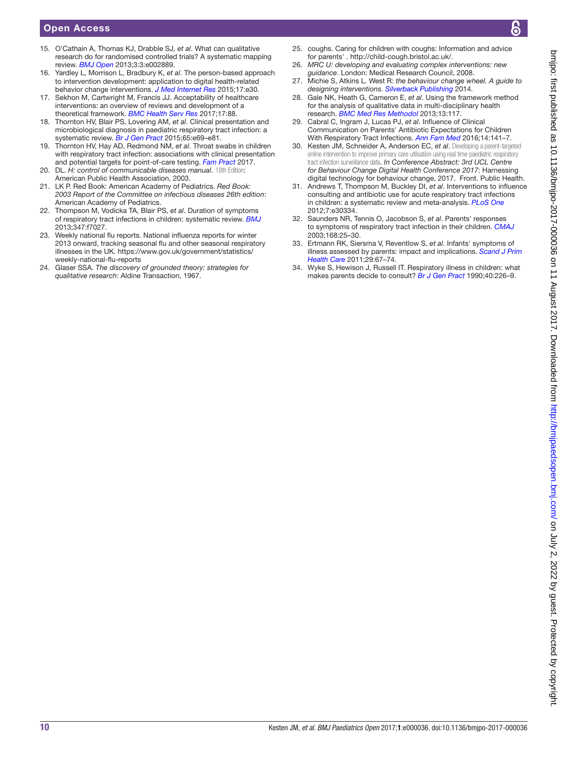15. O'Cathain A, Thomas KJ, Drabble SJ, *et al*. What can qualitative research do for randomised controlled trials? A systematic mapping review. *BMJ Open* 2013;3:3:e002889.
16. Yardley L, Morrison L, Bradbury K, *et al*. The person-based approach to intervention development: application to digital health-related behavior change interventions. *J Med Internet Res* 2015;17:e30.
17. Sekhon M, Cartwright M, Francis JJ. Acceptability of healthcare interventions: an overview of reviews and development of a theoretical framework. *BMC Health Serv Res* 2017;17:88.
18. Thornton HV, Blair PS, Lovering AM, *et al*. Clinical presentation and microbiological diagnosis in paediatric respiratory tract infection: a systematic review. *Br J Gen Pract* 2015;65:e69–e81.
19. Thornton HV, Hay AD, Redmond NM, *et al*. Throat swabs in children with respiratory tract infection: associations with clinical presentation and potential targets for point-of-care testing. *Fam Pract* 2017.
20. DL. *H: control of communicable diseases manual*. 18th Edition: American Public Health Association, 2003.
21. LK P. Red Book: American Academy of Pediatrics. *Red Book: 2003 Report of the Committee on infectious diseases 26th edition*: American Academy of Pediatrics.
22. Thompson M, Vodicka TA, Blair PS, *et al*. Duration of symptoms of respiratory tract infections in children: systematic review. *BMJ* 2013;347:f7027.
23. Weekly national flu reports. National influenza reports for winter 2013 onward, tracking seasonal flu and other seasonal respiratory illnesses in the UK. https://www.gov.uk/government/statistics/weekly-national-flu-reports
24. Glaser SSA. *The discovery of grounded theory: strategies for qualitative research*: Aldine Transaction, 1967.
25. coughs. Caring for children with coughs: Information and advice for parents' . http://child-cough.bristol.ac.uk/.
26. *MRC U: developing and evaluating complex interventions: new guidance*. London: Medical Research Council, 2008.
27. Michie S, Atkins L. West R: *the behaviour change wheel. A guide to designing interventions*. *Silverback Publishing* 2014.
28. Gale NK, Heath G, Cameron E, *et al*. Using the framework method for the analysis of qualitative data in multi-disciplinary health research. *BMC Med Res Methodol* 2013;13:117.
29. Cabral C, Ingram J, Lucas PJ, *et al*. Influence of Clinical Communication on Parents' Antibiotic Expectations for Children With Respiratory Tract Infections. *Ann Fam Med* 2016;14:141–7.
30. Kesten JM, Schneider A, Anderson EC, *et al*. Developing a parent-targeted online intervention to improve primary care utilisation using real time paediatric respiratory tract infection surveillance data. *In Conference Abstract: 3rd UCL Centre for Behaviour Change Digital Health Conference 2017*: Harnessing digital technology for behaviour change, 2017. Front. Public Health.
31. Andrews T, Thompson M, Buckley DI, *et al*. Interventions to influence consulting and antibiotic use for acute respiratory tract infections in children: a systematic review and meta-analysis. *PLoS One* 2012;7:e30334.
32. Saunders NR, Tennis O, Jacobson S, *et al*. Parents' responses to symptoms of respiratory tract infection in their children. *CMAJ* 2003;168:25–30.
33. Ertmann RK, Siersma V, Reventlow S, *et al*. Infants' symptoms of illness assessed by parents: impact and implications. *Scand J Prim Health Care* 2011;29:67–74.
34. Wyke S, Hewison J, Russell IT. Respiratory illness in children: what makes parents decide to consult? *Br J Gen Pract* 1990;40:226–9.